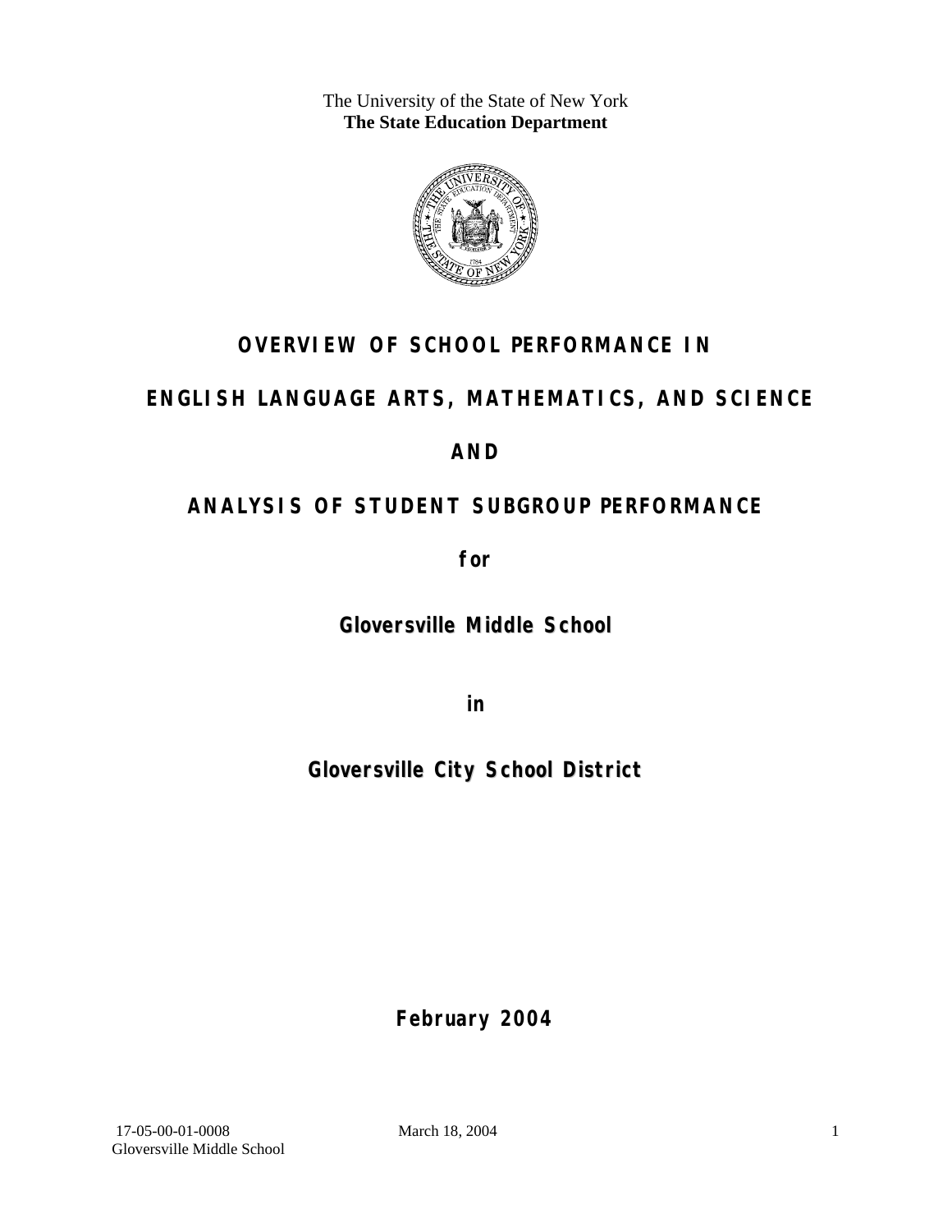The University of the State of New York
**The State Education Department**

# OVERVIEW OF SCHOOL PERFORMANCE IN

# ENGLISH LANGUAGE ARTS, MATHEMATICS, AND SCIENCE

# AND

# ANALYSIS OF STUDENT SUBGROUP PERFORMANCE

**for**

## Gloversville Middle School

**in**

## Gloversville City School District

**February 2004**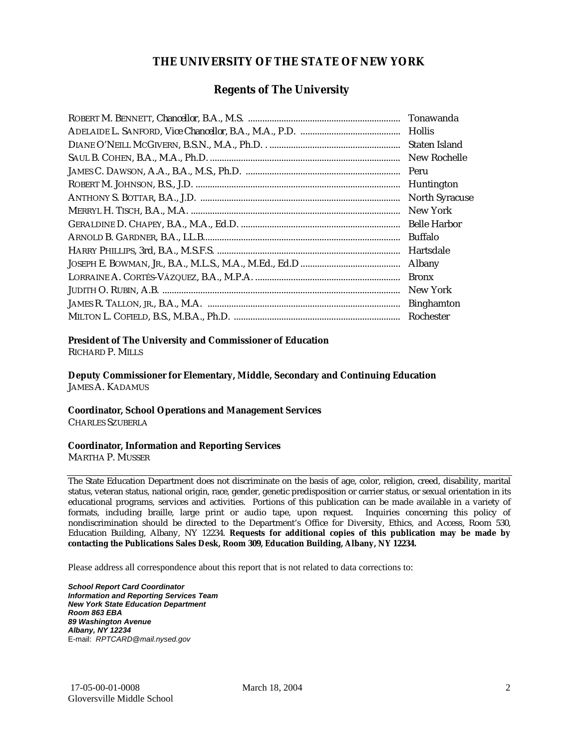# THE UNIVERSITY OF THE STATE OF NEW YORK

## Regents of The University

| | |
|---|---|
| ROBERT M. BENNETT, *Chancellor*, B.A., M.S. | Tonawanda |
| ADELAIDE L. SANFORD, *Vice Chancellor*, B.A., M.A., P.D. | Hollis |
| DIANE O'NEILL MCGIVERN, B.S.N., M.A., Ph.D. | Staten Island |
| SAUL B. COHEN, B.A., M.A., Ph.D. | New Rochelle |
| JAMES C. DAWSON, A.A., B.A., M.S., Ph.D. | Peru |
| ROBERT M. JOHNSON, B.S., J.D. | Huntington |
| ANTHONY S. BOTTAR, B.A., J.D. | North Syracuse |
| MERRYL H. TISCH, B.A., M.A. | New York |
| GERALDINE D. CHAPEY, B.A., M.A., Ed.D. | Belle Harbor |
| ARNOLD B. GARDNER, B.A., LL.B. | Buffalo |
| HARRY PHILLIPS, 3rd, B.A., M.S.F.S. | Hartsdale |
| JOSEPH E. BOWMAN, JR., B.A., M.L.S., M.A., M.Ed., Ed.D | Albany |
| LORRAINE A. CORTÉS-VÁZQUEZ, B.A., M.P.A. | Bronx |
| JUDITH O. RUBIN, A.B. | New York |
| JAMES R. TALLON, JR., B.A., M.A. | Binghamton |
| MILTON L. COFIELD, B.S., M.B.A., Ph.D. | Rochester |

**President of The University and Commissioner of Education**
RICHARD P. MILLS

**Deputy Commissioner for Elementary, Middle, Secondary and Continuing Education**
JAMES A. KADAMUS

**Coordinator, School Operations and Management Services**
CHARLES SZUBERLA

**Coordinator, Information and Reporting Services**
MARTHA P. MUSSER

---

The State Education Department does not discriminate on the basis of age, color, religion, creed, disability, marital status, veteran status, national origin, race, gender, genetic predisposition or carrier status, or sexual orientation in its educational programs, services and activities. Portions of this publication can be made available in a variety of formats, including braille, large print or audio tape, upon request. Inquiries concerning this policy of nondiscrimination should be directed to the Department's Office for Diversity, Ethics, and Access, Room 530, Education Building, Albany, NY 12234. **Requests for additional copies of this publication may be made by contacting the Publications Sales Desk, Room 309, Education Building, Albany, NY 12234.**

Please address all correspondence about this report that is not related to data corrections to:

***School Report Card Coordinator***
***Information and Reporting Services Team***
***New York State Education Department***
***Room 863 EBA***
***89 Washington Avenue***
***Albany, NY 12234***
E-mail: *RPTCARD@mail.nysed.gov*

17-05-00-01-0008 March 18, 2004
Gloversville Middle School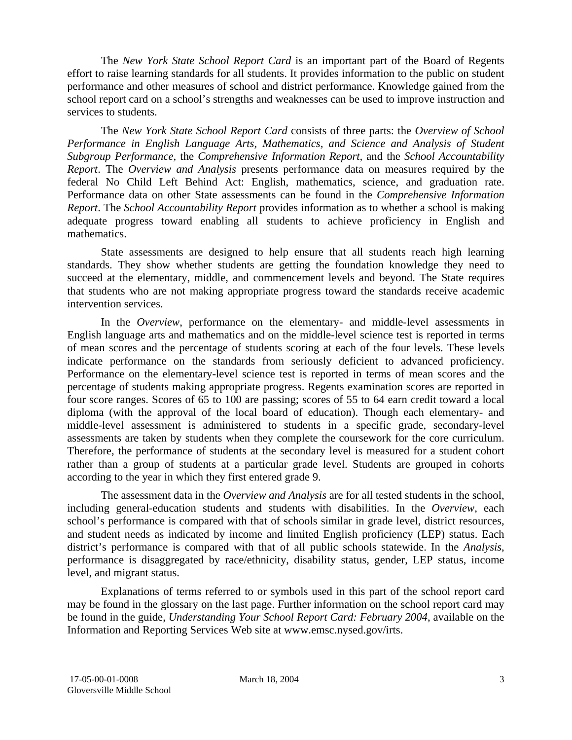The *New York State School Report Card* is an important part of the Board of Regents effort to raise learning standards for all students. It provides information to the public on student performance and other measures of school and district performance. Knowledge gained from the school report card on a school's strengths and weaknesses can be used to improve instruction and services to students.

The *New York State School Report Card* consists of three parts: the *Overview of School Performance in English Language Arts, Mathematics, and Science and Analysis of Student Subgroup Performance,* the *Comprehensive Information Report,* and the *School Accountability Report*. The *Overview and Analysis* presents performance data on measures required by the federal No Child Left Behind Act: English, mathematics, science, and graduation rate. Performance data on other State assessments can be found in the *Comprehensive Information Report*. The *School Accountability Report* provides information as to whether a school is making adequate progress toward enabling all students to achieve proficiency in English and mathematics.

State assessments are designed to help ensure that all students reach high learning standards. They show whether students are getting the foundation knowledge they need to succeed at the elementary, middle, and commencement levels and beyond. The State requires that students who are not making appropriate progress toward the standards receive academic intervention services.

In the *Overview*, performance on the elementary- and middle-level assessments in English language arts and mathematics and on the middle-level science test is reported in terms of mean scores and the percentage of students scoring at each of the four levels. These levels indicate performance on the standards from seriously deficient to advanced proficiency. Performance on the elementary-level science test is reported in terms of mean scores and the percentage of students making appropriate progress. Regents examination scores are reported in four score ranges. Scores of 65 to 100 are passing; scores of 55 to 64 earn credit toward a local diploma (with the approval of the local board of education). Though each elementary- and middle-level assessment is administered to students in a specific grade, secondary-level assessments are taken by students when they complete the coursework for the core curriculum. Therefore, the performance of students at the secondary level is measured for a student cohort rather than a group of students at a particular grade level. Students are grouped in cohorts according to the year in which they first entered grade 9.

The assessment data in the *Overview and Analysis* are for all tested students in the school, including general-education students and students with disabilities. In the *Overview*, each school's performance is compared with that of schools similar in grade level, district resources, and student needs as indicated by income and limited English proficiency (LEP) status. Each district's performance is compared with that of all public schools statewide. In the *Analysis*, performance is disaggregated by race/ethnicity, disability status, gender, LEP status, income level, and migrant status.

Explanations of terms referred to or symbols used in this part of the school report card may be found in the glossary on the last page. Further information on the school report card may be found in the guide, *Understanding Your School Report Card: February 2004*, available on the Information and Reporting Services Web site at www.emsc.nysed.gov/irts.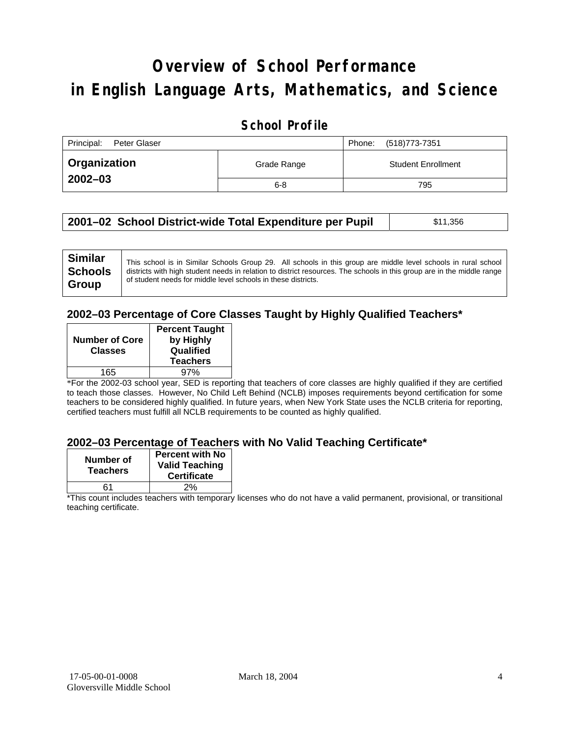# Overview of School Performance in English Language Arts, Mathematics, and Science

## School Profile

| Principal: Peter Glaser | | Phone: (518)773-7351 |
|---|---|---|
| **Organization 2002–03** | Grade Range | Student Enrollment |
| | 6-8 | 795 |

| **2001–02 School District-wide Total Expenditure per Pupil** | $11,356 |
|---|---|

| **Similar Schools Group** | This school is in Similar Schools Group 29. All schools in this group are middle level schools in rural school districts with high student needs in relation to district resources. The schools in this group are in the middle range of student needs for middle level schools in these districts. |
|---|---|

### 2002–03 Percentage of Core Classes Taught by Highly Qualified Teachers*

| Number of Core Classes | Percent Taught by Highly Qualified Teachers |
|---|---|
| 165 | 97% |

*For the 2002-03 school year, SED is reporting that teachers of core classes are highly qualified if they are certified to teach those classes. However, No Child Left Behind (NCLB) imposes requirements beyond certification for some teachers to be considered highly qualified. In future years, when New York State uses the NCLB criteria for reporting, certified teachers must fulfill all NCLB requirements to be counted as highly qualified.

### 2002–03 Percentage of Teachers with No Valid Teaching Certificate*

| Number of Teachers | Percent with No Valid Teaching Certificate |
|---|---|
| 61 | 2% |

*This count includes teachers with temporary licenses who do not have a valid permanent, provisional, or transitional teaching certificate.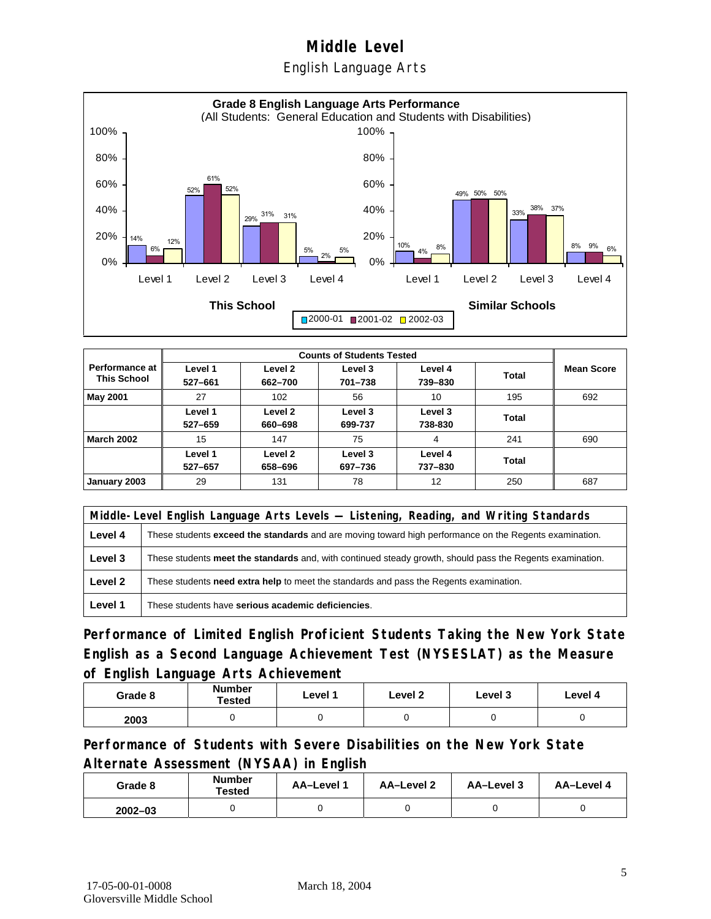# Middle Level

## English Language Arts

**Grade 8 English Language Arts Performance**
(All Students: General Education and Students with Disabilities)

| | This School 2000-01 | This School 2001-02 | This School 2002-03 | Similar Schools 2000-01 | Similar Schools 2001-02 | Similar Schools 2002-03 |
|---|---|---|---|---|---|---|
| Level 1 | 14% | 6% | 12% | 10% | 4% | 8% |
| Level 2 | 52% | 61% | 52% | 49% | 50% | 50% |
| Level 3 | 29% | 31% | 31% | 33% | 38% | 37% |
| Level 4 | 5% | 2% | 5% | 8% | 9% | 6% |

| Performance at This School | Counts of Students Tested | | | | | Mean Score |
|---|---|---|---|---|---|---|
| | Level 1 527–661 | Level 2 662–700 | Level 3 701–738 | Level 4 739–830 | Total | |
| May 2001 | 27 | 102 | 56 | 10 | 195 | 692 |
| | Level 1 527–659 | Level 2 660–698 | Level 3 699-737 | Level 3 738-830 | Total | |
| March 2002 | 15 | 147 | 75 | 4 | 241 | 690 |
| | Level 1 527–657 | Level 2 658–696 | Level 3 697–736 | Level 4 737–830 | Total | |
| January 2003 | 29 | 131 | 78 | 12 | 250 | 687 |

| Middle-Level English Language Arts Levels — Listening, Reading, and Writing Standards | |
|---|---|
| Level 4 | These students **exceed the standards** and are moving toward high performance on the Regents examination. |
| Level 3 | These students **meet the standards** and, with continued steady growth, should pass the Regents examination. |
| Level 2 | These students **need extra help** to meet the standards and pass the Regents examination. |
| Level 1 | These students have **serious academic deficiencies**. |

### Performance of Limited English Proficient Students Taking the New York State English as a Second Language Achievement Test (NYSESLAT) as the Measure of English Language Arts Achievement

| Grade 8 | Number Tested | Level 1 | Level 2 | Level 3 | Level 4 |
|---|---|---|---|---|---|
| 2003 | 0 | 0 | 0 | 0 | 0 |

### Performance of Students with Severe Disabilities on the New York State Alternate Assessment (NYSAA) in English

| Grade 8 | Number Tested | AA–Level 1 | AA–Level 2 | AA–Level 3 | AA–Level 4 |
|---|---|---|---|---|---|
| 2002–03 | 0 | 0 | 0 | 0 | 0 |

17-05-00-01-0008 March 18, 2004
Gloversville Middle School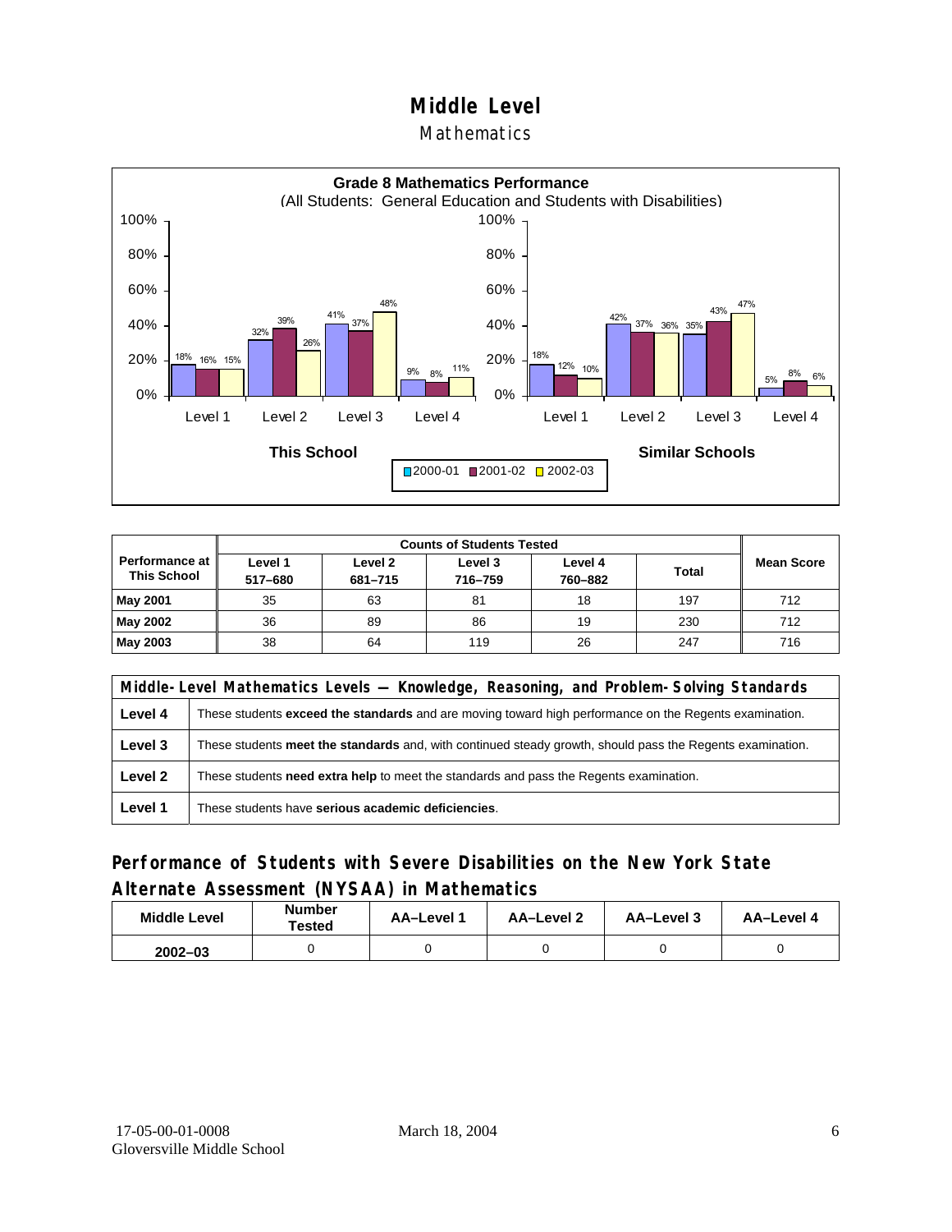# Middle Level

## Mathematics

**Grade 8 Mathematics Performance**
(All Students: General Education and Students with Disabilities)

| | This School 2000-01 | This School 2001-02 | This School 2002-03 | Similar Schools 2000-01 | Similar Schools 2001-02 | Similar Schools 2002-03 |
|---|---|---|---|---|---|---|
| Level 1 | 18% | 16% | 15% | 18% | 12% | 10% |
| Level 2 | 32% | 39% | 26% | 42% | 37% | 36% |
| Level 3 | 41% | 37% | 48% | 35% | 43% | 47% |
| Level 4 | 9% | 8% | 11% | 5% | 8% | 6% |

| Performance at This School | Counts of Students Tested | | | | | Mean Score |
|---|---|---|---|---|---|---|
| | Level 1 517–680 | Level 2 681–715 | Level 3 716–759 | Level 4 760–882 | Total | |
| **May 2001** | 35 | 63 | 81 | 18 | 197 | 712 |
| **May 2002** | 36 | 89 | 86 | 19 | 230 | 712 |
| **May 2003** | 38 | 64 | 119 | 26 | 247 | 716 |

| Middle-Level Mathematics Levels — Knowledge, Reasoning, and Problem-Solving Standards | |
|---|---|
| **Level 4** | These students **exceed the standards** and are moving toward high performance on the Regents examination. |
| **Level 3** | These students **meet the standards** and, with continued steady growth, should pass the Regents examination. |
| **Level 2** | These students **need extra help** to meet the standards and pass the Regents examination. |
| **Level 1** | These students have **serious academic deficiencies**. |

## Performance of Students with Severe Disabilities on the New York State Alternate Assessment (NYSAA) in Mathematics

| Middle Level | Number Tested | AA–Level 1 | AA–Level 2 | AA–Level 3 | AA–Level 4 |
|---|---|---|---|---|---|
| **2002–03** | 0 | 0 | 0 | 0 | 0 |

17-05-00-01-0008 March 18, 2004
Gloversville Middle School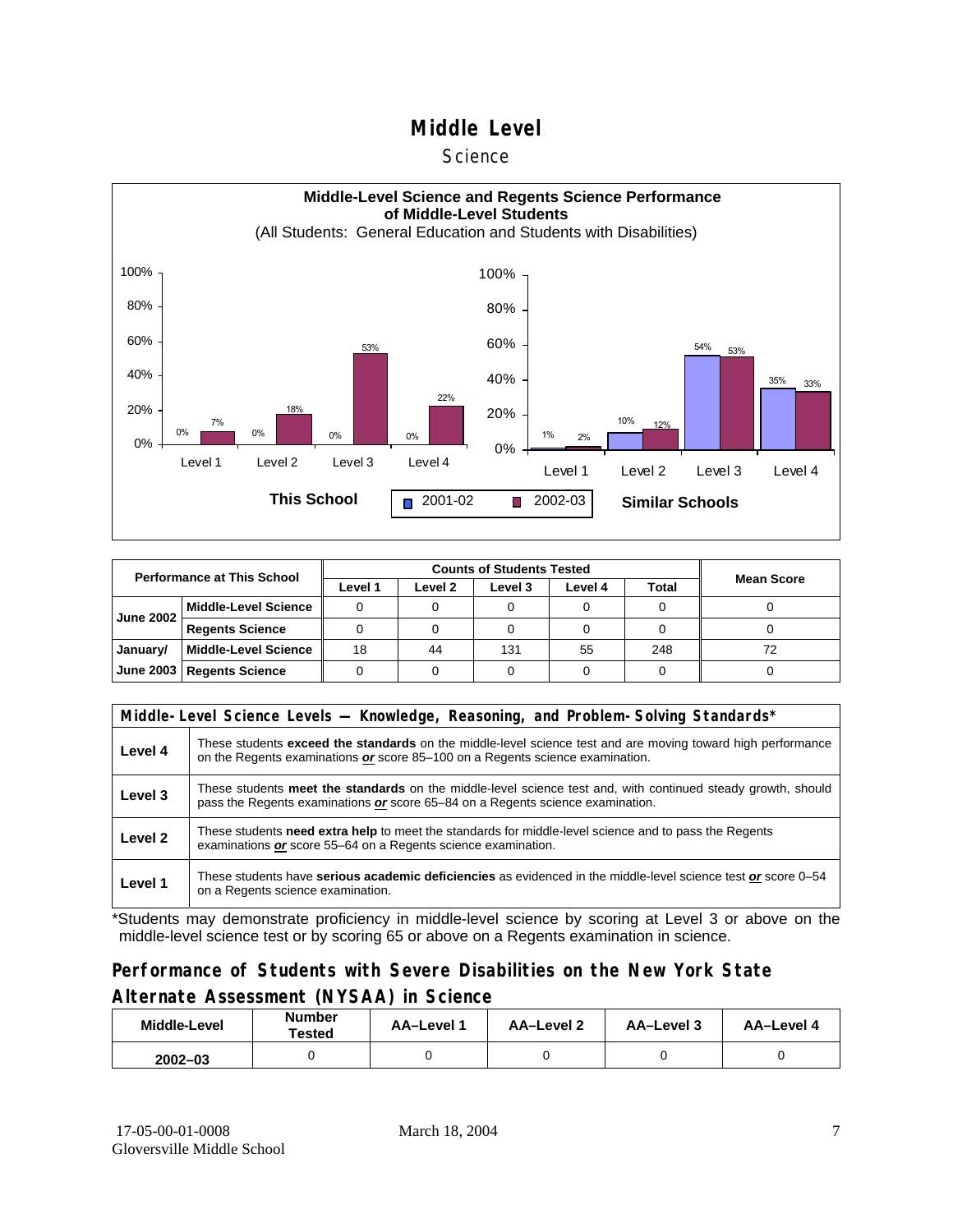# Middle Level

## Science

**Middle-Level Science and Regents Science Performance of Middle-Level Students**
(All Students: General Education and Students with Disabilities)

**This School**

| | 2001-02 | 2002-03 |
|---|---|---|
| Level 1 | 0% | 7% |
| Level 2 | 0% | 18% |
| Level 3 | 0% | 53% |
| Level 4 | 0% | 22% |

**Similar Schools**

| | 2001-02 | 2002-03 |
|---|---|---|
| Level 1 | 1% | 2% |
| Level 2 | 10% | 12% |
| Level 3 | 54% | 53% |
| Level 4 | 35% | 33% |

| Performance at This School | | Counts of Students Tested | | | | | Mean Score |
|---|---|---|---|---|---|---|---|
| | | Level 1 | Level 2 | Level 3 | Level 4 | Total | |
| June 2002 | Middle-Level Science | 0 | 0 | 0 | 0 | 0 | 0 |
| | Regents Science | 0 | 0 | 0 | 0 | 0 | 0 |
| January/ June 2003 | Middle-Level Science | 18 | 44 | 131 | 55 | 248 | 72 |
| | Regents Science | 0 | 0 | 0 | 0 | 0 | 0 |

| Middle-Level Science Levels — Knowledge, Reasoning, and Problem-Solving Standards* | |
|---|---|
| Level 4 | These students **exceed the standards** on the middle-level science test and are moving toward high performance on the Regents examinations ***or*** score 85–100 on a Regents science examination. |
| Level 3 | These students **meet the standards** on the middle-level science test and, with continued steady growth, should pass the Regents examinations ***or*** score 65–84 on a Regents science examination. |
| Level 2 | These students **need extra help** to meet the standards for middle-level science and to pass the Regents examinations ***or*** score 55–64 on a Regents science examination. |
| Level 1 | These students have **serious academic deficiencies** as evidenced in the middle-level science test ***or*** score 0–54 on a Regents science examination. |

*Students may demonstrate proficiency in middle-level science by scoring at Level 3 or above on the middle-level science test or by scoring 65 or above on a Regents examination in science.

## Performance of Students with Severe Disabilities on the New York State Alternate Assessment (NYSAA) in Science

| Middle-Level | Number Tested | AA–Level 1 | AA–Level 2 | AA–Level 3 | AA–Level 4 |
|---|---|---|---|---|---|
| 2002–03 | 0 | 0 | 0 | 0 | 0 |

17-05-00-01-0008
Gloversville Middle School

March 18, 2004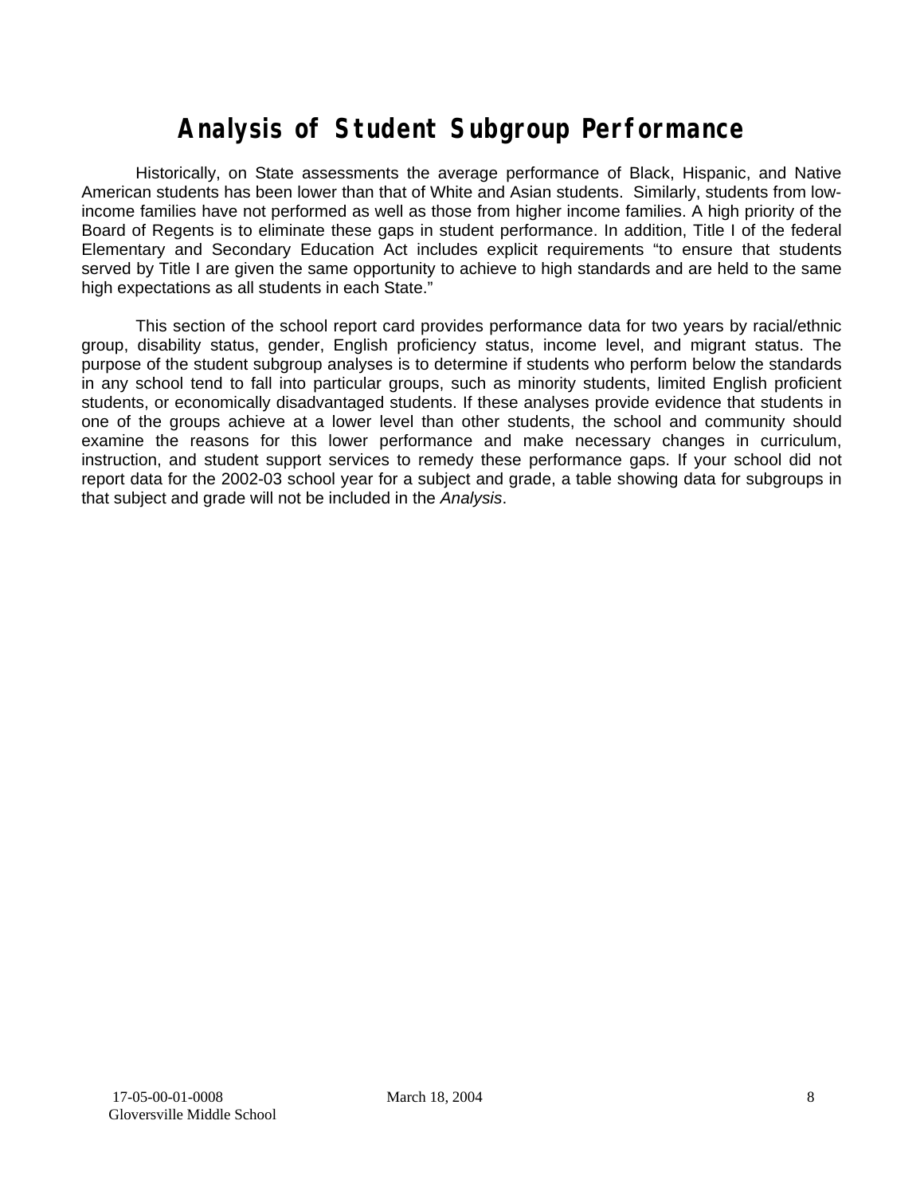# Analysis of Student Subgroup Performance

Historically, on State assessments the average performance of Black, Hispanic, and Native American students has been lower than that of White and Asian students. Similarly, students from low-income families have not performed as well as those from higher income families. A high priority of the Board of Regents is to eliminate these gaps in student performance. In addition, Title I of the federal Elementary and Secondary Education Act includes explicit requirements "to ensure that students served by Title I are given the same opportunity to achieve to high standards and are held to the same high expectations as all students in each State."

This section of the school report card provides performance data for two years by racial/ethnic group, disability status, gender, English proficiency status, income level, and migrant status. The purpose of the student subgroup analyses is to determine if students who perform below the standards in any school tend to fall into particular groups, such as minority students, limited English proficient students, or economically disadvantaged students. If these analyses provide evidence that students in one of the groups achieve at a lower level than other students, the school and community should examine the reasons for this lower performance and make necessary changes in curriculum, instruction, and student support services to remedy these performance gaps. If your school did not report data for the 2002-03 school year for a subject and grade, a table showing data for subgroups in that subject and grade will not be included in the *Analysis*.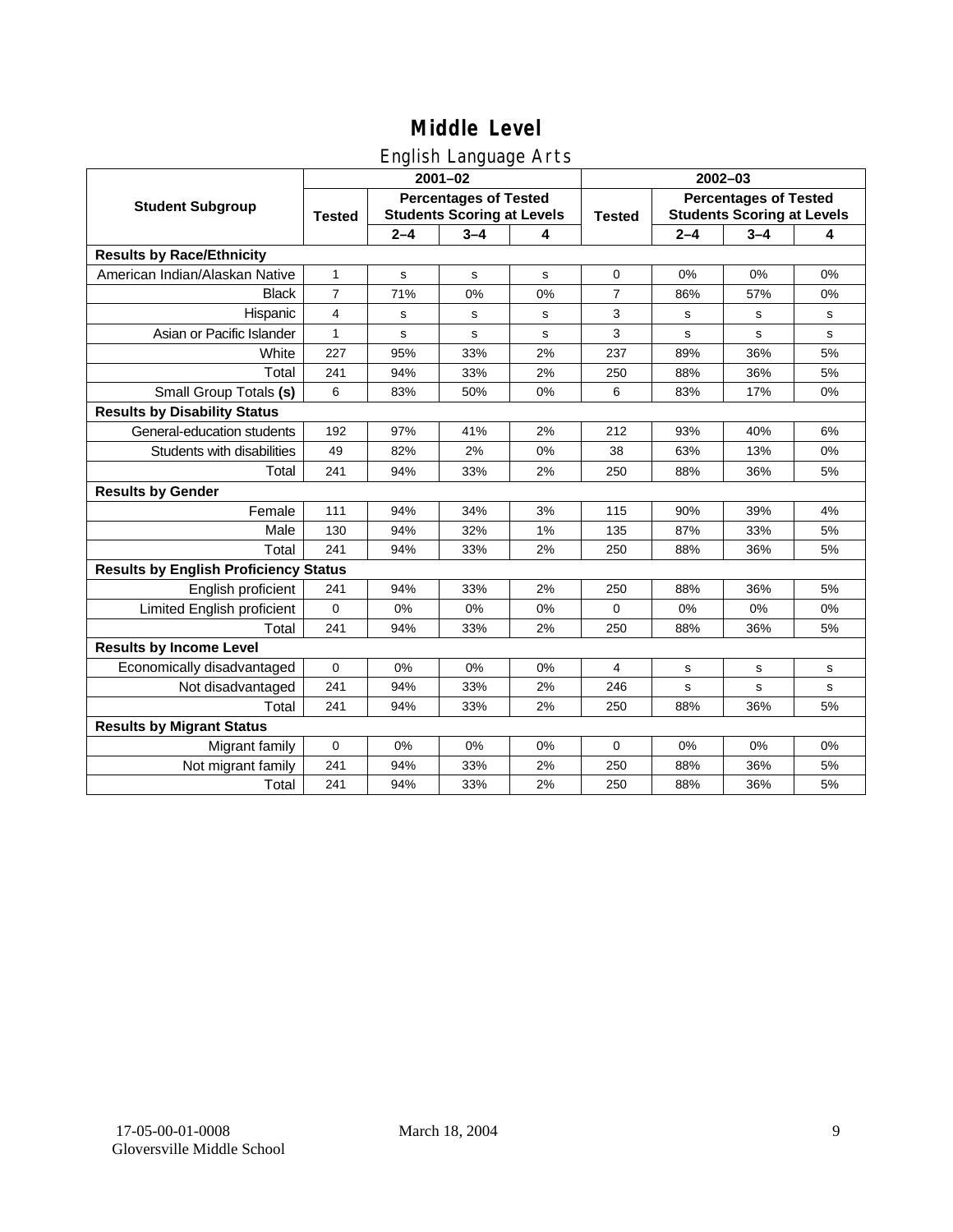# Middle Level

## English Language Arts

| Student Subgroup | 2001–02 | | | | 2002–03 | | | |
|---|---|---|---|---|---|---|---|---|
| | Tested | Percentages of Tested Students Scoring at Levels | | | Tested | Percentages of Tested Students Scoring at Levels | | |
| | | 2–4 | 3–4 | 4 | | 2–4 | 3–4 | 4 |
| **Results by Race/Ethnicity** | | | | | | | | |
| American Indian/Alaskan Native | 1 | s | s | s | 0 | 0% | 0% | 0% |
| Black | 7 | 71% | 0% | 0% | 7 | 86% | 57% | 0% |
| Hispanic | 4 | s | s | s | 3 | s | s | s |
| Asian or Pacific Islander | 1 | s | s | s | 3 | s | s | s |
| White | 227 | 95% | 33% | 2% | 237 | 89% | 36% | 5% |
| Total | 241 | 94% | 33% | 2% | 250 | 88% | 36% | 5% |
| Small Group Totals **(s)** | 6 | 83% | 50% | 0% | 6 | 83% | 17% | 0% |
| **Results by Disability Status** | | | | | | | | |
| General-education students | 192 | 97% | 41% | 2% | 212 | 93% | 40% | 6% |
| Students with disabilities | 49 | 82% | 2% | 0% | 38 | 63% | 13% | 0% |
| Total | 241 | 94% | 33% | 2% | 250 | 88% | 36% | 5% |
| **Results by Gender** | | | | | | | | |
| Female | 111 | 94% | 34% | 3% | 115 | 90% | 39% | 4% |
| Male | 130 | 94% | 32% | 1% | 135 | 87% | 33% | 5% |
| Total | 241 | 94% | 33% | 2% | 250 | 88% | 36% | 5% |
| **Results by English Proficiency Status** | | | | | | | | |
| English proficient | 241 | 94% | 33% | 2% | 250 | 88% | 36% | 5% |
| Limited English proficient | 0 | 0% | 0% | 0% | 0 | 0% | 0% | 0% |
| Total | 241 | 94% | 33% | 2% | 250 | 88% | 36% | 5% |
| **Results by Income Level** | | | | | | | | |
| Economically disadvantaged | 0 | 0% | 0% | 0% | 4 | s | s | s |
| Not disadvantaged | 241 | 94% | 33% | 2% | 246 | s | s | s |
| Total | 241 | 94% | 33% | 2% | 250 | 88% | 36% | 5% |
| **Results by Migrant Status** | | | | | | | | |
| Migrant family | 0 | 0% | 0% | 0% | 0 | 0% | 0% | 0% |
| Not migrant family | 241 | 94% | 33% | 2% | 250 | 88% | 36% | 5% |
| Total | 241 | 94% | 33% | 2% | 250 | 88% | 36% | 5% |

17-05-00-01-0008
Gloversville Middle School

March 18, 2004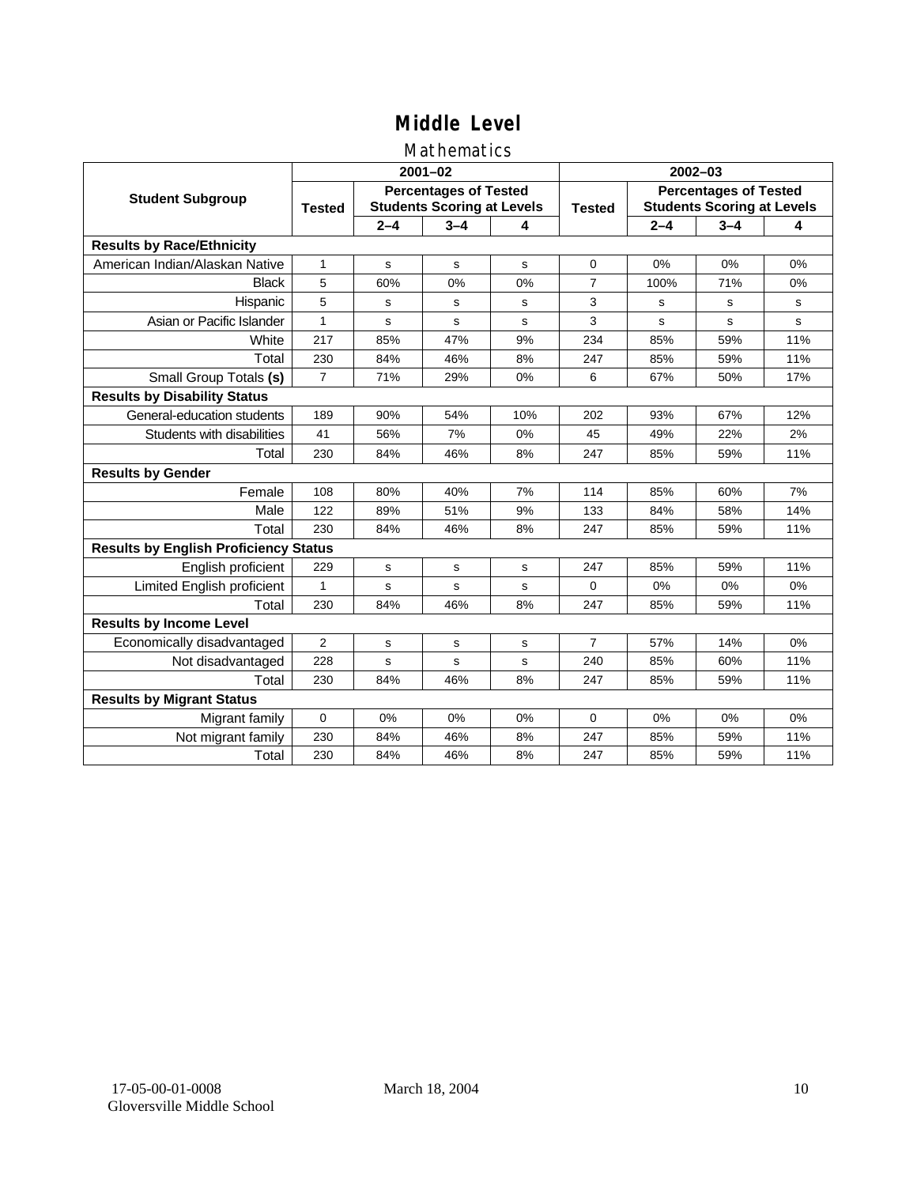# Middle Level

## Mathematics

| Student Subgroup | 2001–02 | | | | 2002–03 | | | |
|---|---|---|---|---|---|---|---|---|
| | Tested | Percentages of Tested Students Scoring at Levels | | | Tested | Percentages of Tested Students Scoring at Levels | | |
| | | 2–4 | 3–4 | 4 | | 2–4 | 3–4 | 4 |
| **Results by Race/Ethnicity** | | | | | | | | |
| American Indian/Alaskan Native | 1 | s | s | s | 0 | 0% | 0% | 0% |
| Black | 5 | 60% | 0% | 0% | 7 | 100% | 71% | 0% |
| Hispanic | 5 | s | s | s | 3 | s | s | s |
| Asian or Pacific Islander | 1 | s | s | s | 3 | s | s | s |
| White | 217 | 85% | 47% | 9% | 234 | 85% | 59% | 11% |
| Total | 230 | 84% | 46% | 8% | 247 | 85% | 59% | 11% |
| Small Group Totals **(s)** | 7 | 71% | 29% | 0% | 6 | 67% | 50% | 17% |
| **Results by Disability Status** | | | | | | | | |
| General-education students | 189 | 90% | 54% | 10% | 202 | 93% | 67% | 12% |
| Students with disabilities | 41 | 56% | 7% | 0% | 45 | 49% | 22% | 2% |
| Total | 230 | 84% | 46% | 8% | 247 | 85% | 59% | 11% |
| **Results by Gender** | | | | | | | | |
| Female | 108 | 80% | 40% | 7% | 114 | 85% | 60% | 7% |
| Male | 122 | 89% | 51% | 9% | 133 | 84% | 58% | 14% |
| Total | 230 | 84% | 46% | 8% | 247 | 85% | 59% | 11% |
| **Results by English Proficiency Status** | | | | | | | | |
| English proficient | 229 | s | s | s | 247 | 85% | 59% | 11% |
| Limited English proficient | 1 | s | s | s | 0 | 0% | 0% | 0% |
| Total | 230 | 84% | 46% | 8% | 247 | 85% | 59% | 11% |
| **Results by Income Level** | | | | | | | | |
| Economically disadvantaged | 2 | s | s | s | 7 | 57% | 14% | 0% |
| Not disadvantaged | 228 | s | s | s | 240 | 85% | 60% | 11% |
| Total | 230 | 84% | 46% | 8% | 247 | 85% | 59% | 11% |
| **Results by Migrant Status** | | | | | | | | |
| Migrant family | 0 | 0% | 0% | 0% | 0 | 0% | 0% | 0% |
| Not migrant family | 230 | 84% | 46% | 8% | 247 | 85% | 59% | 11% |
| Total | 230 | 84% | 46% | 8% | 247 | 85% | 59% | 11% |

17-05-00-01-0008
Gloversville Middle School

March 18, 2004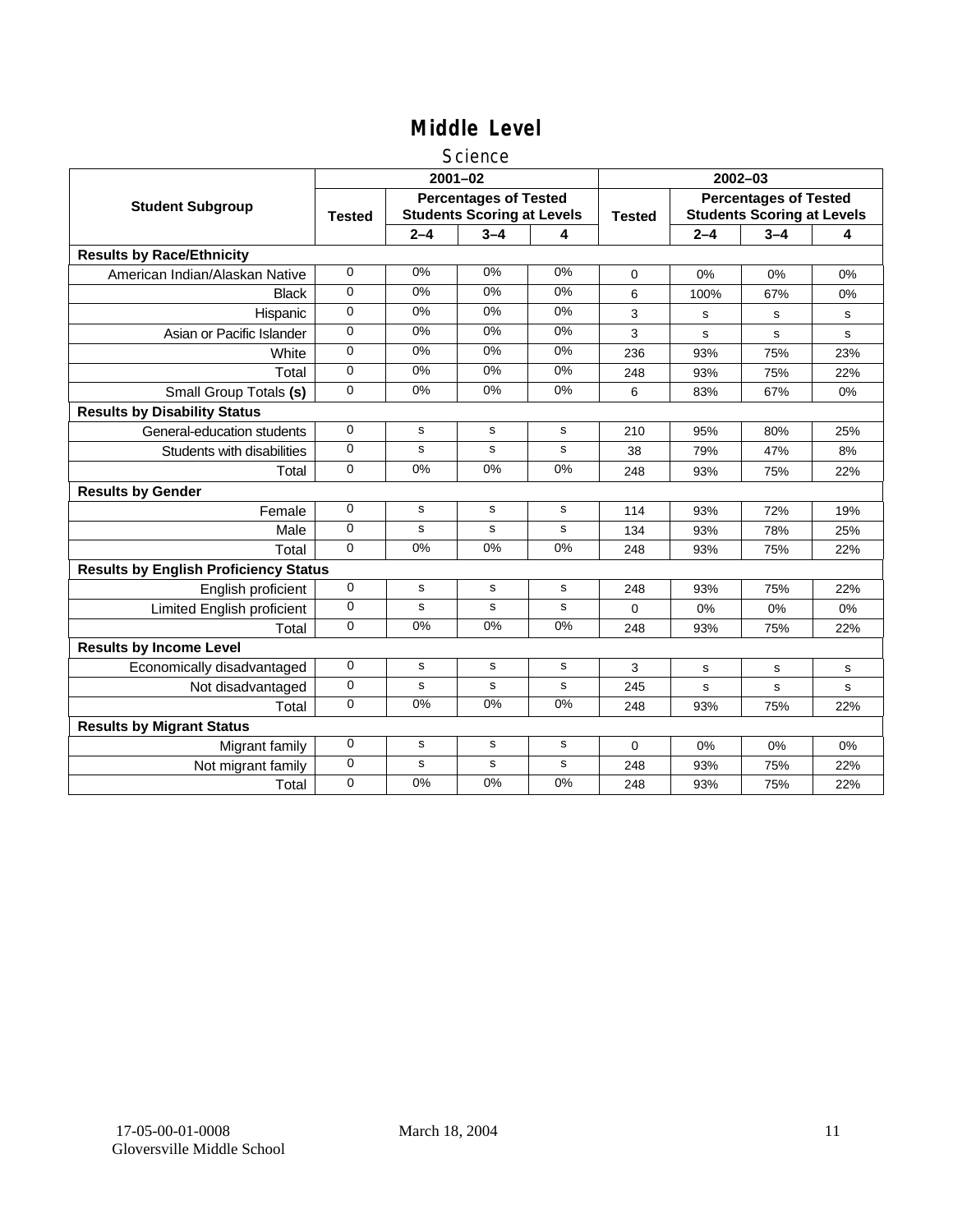# Middle Level

## Science

| Student Subgroup | 2001–02 | | | | 2002–03 | | | |
|---|---|---|---|---|---|---|---|---|
| | Tested | Percentages of Tested Students Scoring at Levels | | | Tested | Percentages of Tested Students Scoring at Levels | | |
| | | 2–4 | 3–4 | 4 | | 2–4 | 3–4 | 4 |
| **Results by Race/Ethnicity** | | | | | | | | |
| American Indian/Alaskan Native | 0 | 0% | 0% | 0% | 0 | 0% | 0% | 0% |
| Black | 0 | 0% | 0% | 0% | 6 | 100% | 67% | 0% |
| Hispanic | 0 | 0% | 0% | 0% | 3 | s | s | s |
| Asian or Pacific Islander | 0 | 0% | 0% | 0% | 3 | s | s | s |
| White | 0 | 0% | 0% | 0% | 236 | 93% | 75% | 23% |
| Total | 0 | 0% | 0% | 0% | 248 | 93% | 75% | 22% |
| Small Group Totals **(s)** | 0 | 0% | 0% | 0% | 6 | 83% | 67% | 0% |
| **Results by Disability Status** | | | | | | | | |
| General-education students | 0 | s | s | s | 210 | 95% | 80% | 25% |
| Students with disabilities | 0 | s | s | s | 38 | 79% | 47% | 8% |
| Total | 0 | 0% | 0% | 0% | 248 | 93% | 75% | 22% |
| **Results by Gender** | | | | | | | | |
| Female | 0 | s | s | s | 114 | 93% | 72% | 19% |
| Male | 0 | s | s | s | 134 | 93% | 78% | 25% |
| Total | 0 | 0% | 0% | 0% | 248 | 93% | 75% | 22% |
| **Results by English Proficiency Status** | | | | | | | | |
| English proficient | 0 | s | s | s | 248 | 93% | 75% | 22% |
| Limited English proficient | 0 | s | s | s | 0 | 0% | 0% | 0% |
| Total | 0 | 0% | 0% | 0% | 248 | 93% | 75% | 22% |
| **Results by Income Level** | | | | | | | | |
| Economically disadvantaged | 0 | s | s | s | 3 | s | s | s |
| Not disadvantaged | 0 | s | s | s | 245 | s | s | s |
| Total | 0 | 0% | 0% | 0% | 248 | 93% | 75% | 22% |
| **Results by Migrant Status** | | | | | | | | |
| Migrant family | 0 | s | s | s | 0 | 0% | 0% | 0% |
| Not migrant family | 0 | s | s | s | 248 | 93% | 75% | 22% |
| Total | 0 | 0% | 0% | 0% | 248 | 93% | 75% | 22% |

17-05-00-01-0008 March 18, 2004
Gloversville Middle School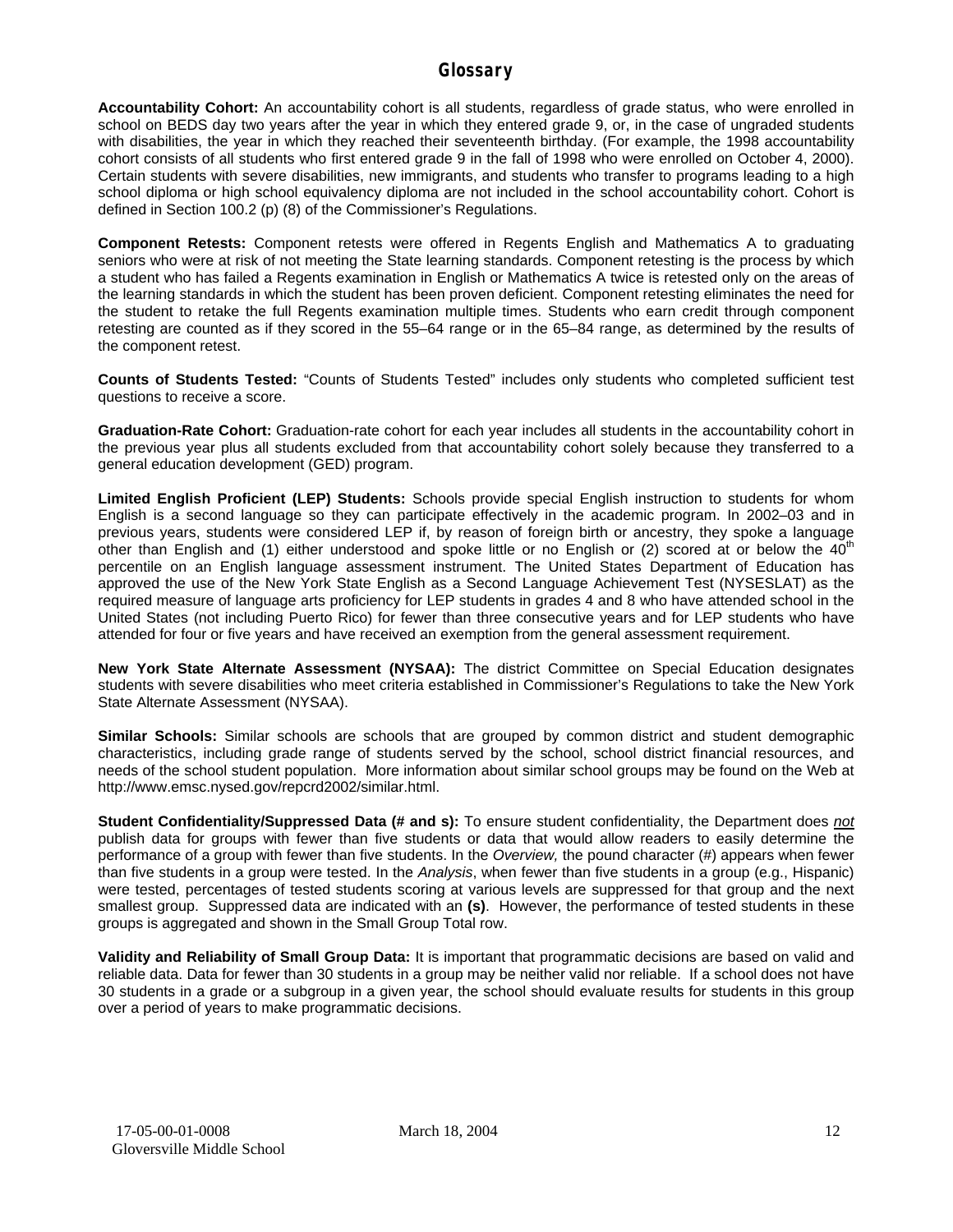# Glossary

**Accountability Cohort:** An accountability cohort is all students, regardless of grade status, who were enrolled in school on BEDS day two years after the year in which they entered grade 9, or, in the case of ungraded students with disabilities, the year in which they reached their seventeenth birthday. (For example, the 1998 accountability cohort consists of all students who first entered grade 9 in the fall of 1998 who were enrolled on October 4, 2000). Certain students with severe disabilities, new immigrants, and students who transfer to programs leading to a high school diploma or high school equivalency diploma are not included in the school accountability cohort. Cohort is defined in Section 100.2 (p) (8) of the Commissioner's Regulations.

**Component Retests:** Component retests were offered in Regents English and Mathematics A to graduating seniors who were at risk of not meeting the State learning standards. Component retesting is the process by which a student who has failed a Regents examination in English or Mathematics A twice is retested only on the areas of the learning standards in which the student has been proven deficient. Component retesting eliminates the need for the student to retake the full Regents examination multiple times. Students who earn credit through component retesting are counted as if they scored in the 55–64 range or in the 65–84 range, as determined by the results of the component retest.

**Counts of Students Tested:** "Counts of Students Tested" includes only students who completed sufficient test questions to receive a score.

**Graduation-Rate Cohort:** Graduation-rate cohort for each year includes all students in the accountability cohort in the previous year plus all students excluded from that accountability cohort solely because they transferred to a general education development (GED) program.

**Limited English Proficient (LEP) Students:** Schools provide special English instruction to students for whom English is a second language so they can participate effectively in the academic program. In 2002–03 and in previous years, students were considered LEP if, by reason of foreign birth or ancestry, they spoke a language other than English and (1) either understood and spoke little or no English or (2) scored at or below the 40th percentile on an English language assessment instrument. The United States Department of Education has approved the use of the New York State English as a Second Language Achievement Test (NYSESLAT) as the required measure of language arts proficiency for LEP students in grades 4 and 8 who have attended school in the United States (not including Puerto Rico) for fewer than three consecutive years and for LEP students who have attended for four or five years and have received an exemption from the general assessment requirement.

**New York State Alternate Assessment (NYSAA):** The district Committee on Special Education designates students with severe disabilities who meet criteria established in Commissioner's Regulations to take the New York State Alternate Assessment (NYSAA).

**Similar Schools:** Similar schools are schools that are grouped by common district and student demographic characteristics, including grade range of students served by the school, school district financial resources, and needs of the school student population. More information about similar school groups may be found on the Web at http://www.emsc.nysed.gov/repcrd2002/similar.html.

**Student Confidentiality/Suppressed Data (# and s):** To ensure student confidentiality, the Department does _not_ publish data for groups with fewer than five students or data that would allow readers to easily determine the performance of a group with fewer than five students. In the *Overview,* the pound character (#) appears when fewer than five students in a group were tested. In the *Analysis*, when fewer than five students in a group (e.g., Hispanic) were tested, percentages of tested students scoring at various levels are suppressed for that group and the next smallest group. Suppressed data are indicated with an **(s)**. However, the performance of tested students in these groups is aggregated and shown in the Small Group Total row.

**Validity and Reliability of Small Group Data:** It is important that programmatic decisions are based on valid and reliable data. Data for fewer than 30 students in a group may be neither valid nor reliable. If a school does not have 30 students in a grade or a subgroup in a given year, the school should evaluate results for students in this group over a period of years to make programmatic decisions.